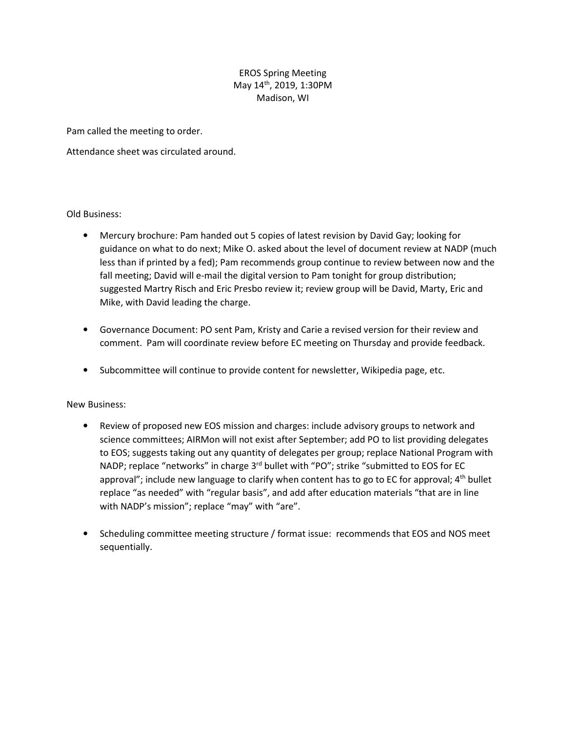EROS Spring Meeting
May 14th, 2019, 1:30PM
Madison, WI

Pam called the meeting to order.

Attendance sheet was circulated around.

Old Business:

- Mercury brochure: Pam handed out 5 copies of latest revision by David Gay; looking for guidance on what to do next; Mike O. asked about the level of document review at NADP (much less than if printed by a fed); Pam recommends group continue to review between now and the fall meeting; David will e-mail the digital version to Pam tonight for group distribution; suggested Martry Risch and Eric Presbo review it; review group will be David, Marty, Eric and Mike, with David leading the charge.

- Governance Document: PO sent Pam, Kristy and Carie a revised version for their review and comment. Pam will coordinate review before EC meeting on Thursday and provide feedback.

- Subcommittee will continue to provide content for newsletter, Wikipedia page, etc.

New Business:

- Review of proposed new EOS mission and charges: include advisory groups to network and science committees; AIRMon will not exist after September; add PO to list providing delegates to EOS; suggests taking out any quantity of delegates per group; replace National Program with NADP; replace "networks" in charge 3rd bullet with "PO"; strike "submitted to EOS for EC approval"; include new language to clarify when content has to go to EC for approval; 4th bullet replace "as needed" with "regular basis", and add after education materials "that are in line with NADP's mission"; replace "may" with "are".

- Scheduling committee meeting structure / format issue: recommends that EOS and NOS meet sequentially.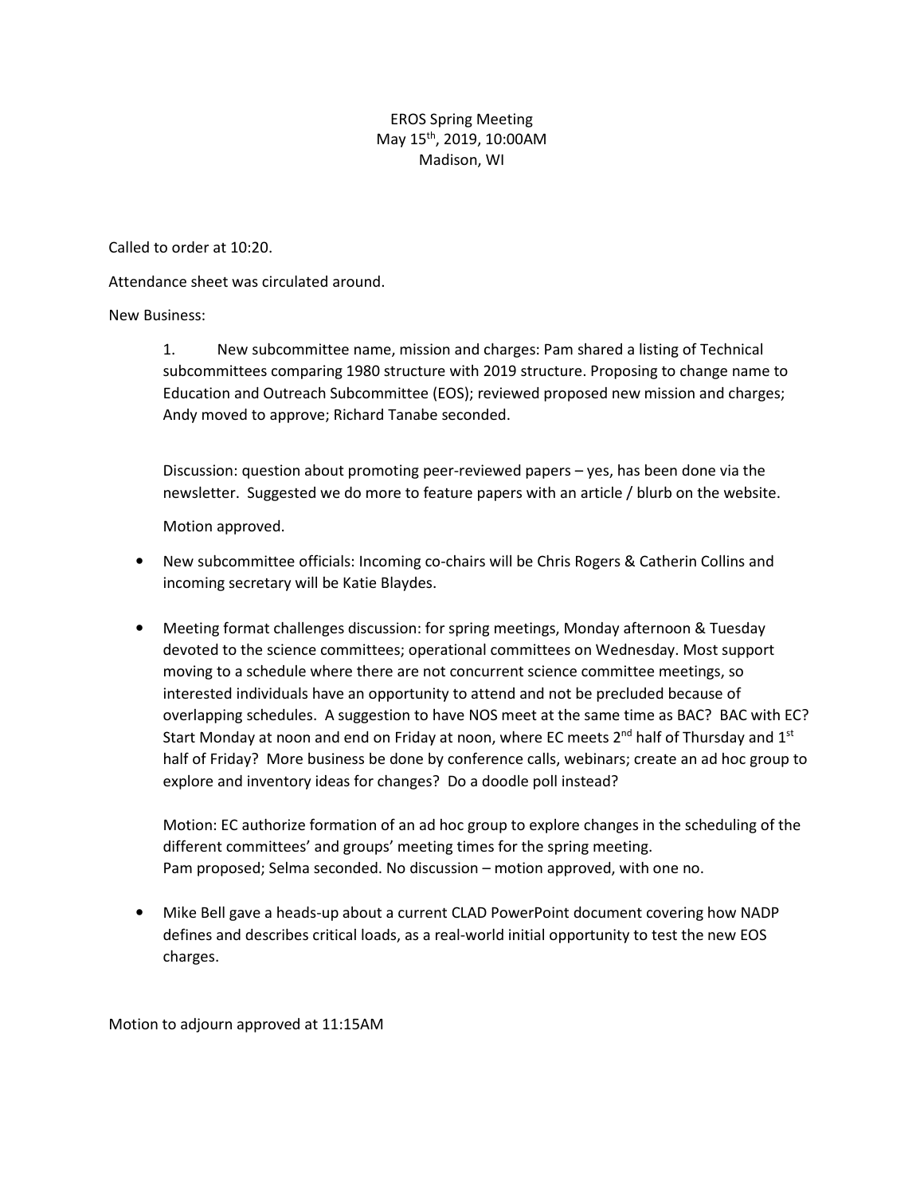EROS Spring Meeting
May 15th, 2019, 10:00AM
Madison, WI

Called to order at 10:20.

Attendance sheet was circulated around.

New Business:

1. New subcommittee name, mission and charges: Pam shared a listing of Technical subcommittees comparing 1980 structure with 2019 structure. Proposing to change name to Education and Outreach Subcommittee (EOS); reviewed proposed new mission and charges; Andy moved to approve; Richard Tanabe seconded.

   Discussion: question about promoting peer-reviewed papers – yes, has been done via the newsletter. Suggested we do more to feature papers with an article / blurb on the website.

   Motion approved.

- New subcommittee officials: Incoming co-chairs will be Chris Rogers & Catherin Collins and incoming secretary will be Katie Blaydes.

- Meeting format challenges discussion: for spring meetings, Monday afternoon & Tuesday devoted to the science committees; operational committees on Wednesday. Most support moving to a schedule where there are not concurrent science committee meetings, so interested individuals have an opportunity to attend and not be precluded because of overlapping schedules. A suggestion to have NOS meet at the same time as BAC? BAC with EC? Start Monday at noon and end on Friday at noon, where EC meets 2nd half of Thursday and 1st half of Friday? More business be done by conference calls, webinars; create an ad hoc group to explore and inventory ideas for changes? Do a doodle poll instead?

  Motion: EC authorize formation of an ad hoc group to explore changes in the scheduling of the different committees' and groups' meeting times for the spring meeting.
  Pam proposed; Selma seconded. No discussion – motion approved, with one no.

- Mike Bell gave a heads-up about a current CLAD PowerPoint document covering how NADP defines and describes critical loads, as a real-world initial opportunity to test the new EOS charges.

Motion to adjourn approved at 11:15AM